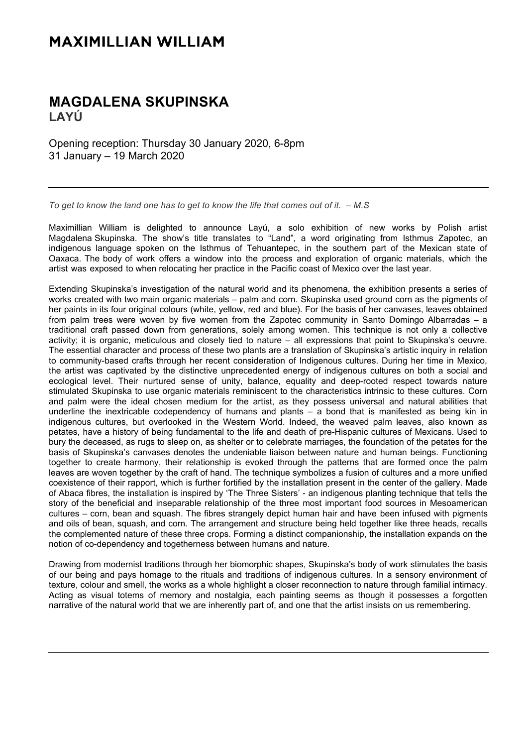# MAXIMILLIAN WILLIAM

## MAGDALENA SKUPINSKA

### LAYÚ

Opening reception: Thursday 30 January 2020, 6-8pm
31 January – 19 March 2020

---

*To get to know the land one has to get to know the life that comes out of it. – M.S*

Maximillian William is delighted to announce Layú, a solo exhibition of new works by Polish artist Magdalena Skupinska. The show's title translates to "Land", a word originating from Isthmus Zapotec, an indigenous language spoken on the Isthmus of Tehuantepec, in the southern part of the Mexican state of Oaxaca. The body of work offers a window into the process and exploration of organic materials, which the artist was exposed to when relocating her practice in the Pacific coast of Mexico over the last year.

Extending Skupinska's investigation of the natural world and its phenomena, the exhibition presents a series of works created with two main organic materials – palm and corn. Skupinska used ground corn as the pigments of her paints in its four original colours (white, yellow, red and blue). For the basis of her canvases, leaves obtained from palm trees were woven by five women from the Zapotec community in Santo Domingo Albarradas – a traditional craft passed down from generations, solely among women. This technique is not only a collective activity; it is organic, meticulous and closely tied to nature – all expressions that point to Skupinska's oeuvre. The essential character and process of these two plants are a translation of Skupinska's artistic inquiry in relation to community-based crafts through her recent consideration of Indigenous cultures. During her time in Mexico, the artist was captivated by the distinctive unprecedented energy of indigenous cultures on both a social and ecological level. Their nurtured sense of unity, balance, equality and deep-rooted respect towards nature stimulated Skupinska to use organic materials reminiscent to the characteristics intrinsic to these cultures. Corn and palm were the ideal chosen medium for the artist, as they possess universal and natural abilities that underline the inextricable codependency of humans and plants – a bond that is manifested as being kin in indigenous cultures, but overlooked in the Western World. Indeed, the weaved palm leaves, also known as petates, have a history of being fundamental to the life and death of pre-Hispanic cultures of Mexicans. Used to bury the deceased, as rugs to sleep on, as shelter or to celebrate marriages, the foundation of the petates for the basis of Skupinska's canvases denotes the undeniable liaison between nature and human beings. Functioning together to create harmony, their relationship is evoked through the patterns that are formed once the palm leaves are woven together by the craft of hand. The technique symbolizes a fusion of cultures and a more unified coexistence of their rapport, which is further fortified by the installation present in the center of the gallery. Made of Abaca fibres, the installation is inspired by 'The Three Sisters' - an indigenous planting technique that tells the story of the beneficial and inseparable relationship of the three most important food sources in Mesoamerican cultures – corn, bean and squash. The fibres strangely depict human hair and have been infused with pigments and oils of bean, squash, and corn. The arrangement and structure being held together like three heads, recalls the complemented nature of these three crops. Forming a distinct companionship, the installation expands on the notion of co-dependency and togetherness between humans and nature.

Drawing from modernist traditions through her biomorphic shapes, Skupinska's body of work stimulates the basis of our being and pays homage to the rituals and traditions of indigenous cultures. In a sensory environment of texture, colour and smell, the works as a whole highlight a closer reconnection to nature through familial intimacy. Acting as visual totems of memory and nostalgia, each painting seems as though it possesses a forgotten narrative of the natural world that we are inherently part of, and one that the artist insists on us remembering.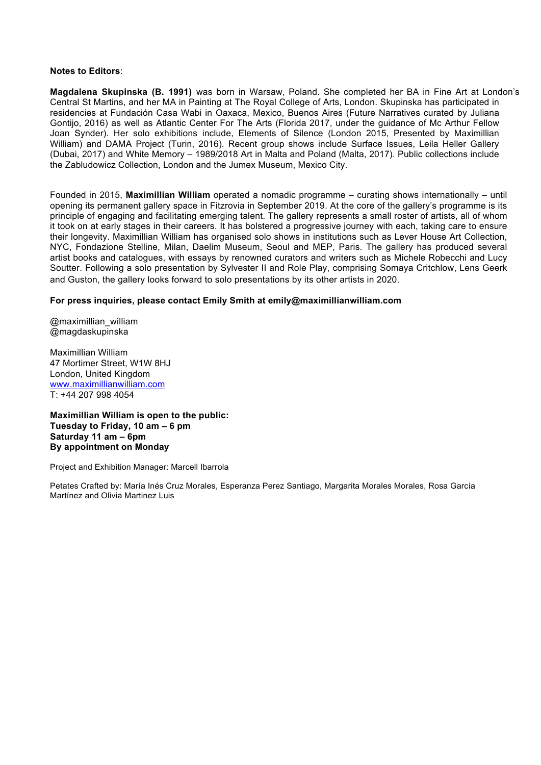**Notes to Editors**:

**Magdalena Skupinska (B. 1991)** was born in Warsaw, Poland. She completed her BA in Fine Art at London's Central St Martins, and her MA in Painting at The Royal College of Arts, London. Skupinska has participated in residencies at Fundación Casa Wabi in Oaxaca, Mexico, Buenos Aires (Future Narratives curated by Juliana Gontijo, 2016) as well as Atlantic Center For The Arts (Florida 2017, under the guidance of Mc Arthur Fellow Joan Synder). Her solo exhibitions include, Elements of Silence (London 2015, Presented by Maximillian William) and DAMA Project (Turin, 2016). Recent group shows include Surface Issues, Leila Heller Gallery (Dubai, 2017) and White Memory – 1989/2018 Art in Malta and Poland (Malta, 2017). Public collections include the Zabludowicz Collection, London and the Jumex Museum, Mexico City.

Founded in 2015, **Maximillian William** operated a nomadic programme – curating shows internationally – until opening its permanent gallery space in Fitzrovia in September 2019. At the core of the gallery's programme is its principle of engaging and facilitating emerging talent. The gallery represents a small roster of artists, all of whom it took on at early stages in their careers. It has bolstered a progressive journey with each, taking care to ensure their longevity. Maximillian William has organised solo shows in institutions such as Lever House Art Collection, NYC, Fondazione Stelline, Milan, Daelim Museum, Seoul and MEP, Paris. The gallery has produced several artist books and catalogues, with essays by renowned curators and writers such as Michele Robecchi and Lucy Soutter. Following a solo presentation by Sylvester II and Role Play, comprising Somaya Critchlow, Lens Geerk and Guston, the gallery looks forward to solo presentations by its other artists in 2020.

**For press inquiries, please contact Emily Smith at emily@maximillianwilliam.com**

@maximillian_william
@magdaskupinska

Maximillian William
47 Mortimer Street, W1W 8HJ
London, United Kingdom
www.maximillianwilliam.com
T: +44 207 998 4054

**Maximillian William is open to the public:**
**Tuesday to Friday, 10 am – 6 pm**
**Saturday 11 am – 6pm**
**By appointment on Monday**

Project and Exhibition Manager: Marcell Ibarrola

Petates Crafted by: María Inés Cruz Morales, Esperanza Perez Santiago, Margarita Morales Morales, Rosa García Martínez and Olivia Martinez Luis